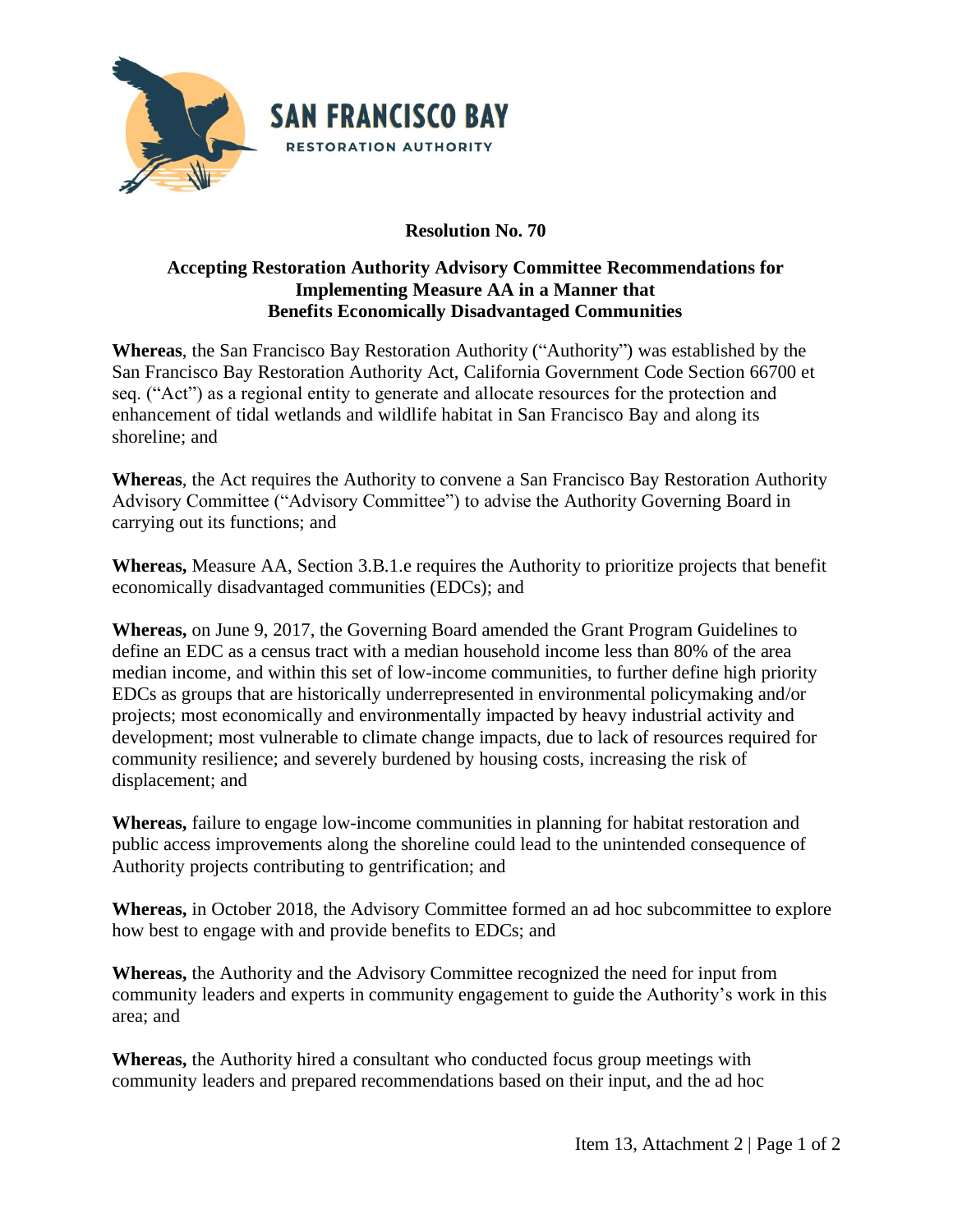SAN FRANCISCO BAY
RESTORATION AUTHORITY

**Resolution No. 70**

**Accepting Restoration Authority Advisory Committee Recommendations for Implementing Measure AA in a Manner that Benefits Economically Disadvantaged Communities**

**Whereas**, the San Francisco Bay Restoration Authority ("Authority") was established by the San Francisco Bay Restoration Authority Act, California Government Code Section 66700 et seq. ("Act") as a regional entity to generate and allocate resources for the protection and enhancement of tidal wetlands and wildlife habitat in San Francisco Bay and along its shoreline; and

**Whereas**, the Act requires the Authority to convene a San Francisco Bay Restoration Authority Advisory Committee ("Advisory Committee") to advise the Authority Governing Board in carrying out its functions; and

**Whereas,** Measure AA, Section 3.B.1.e requires the Authority to prioritize projects that benefit economically disadvantaged communities (EDCs); and

**Whereas,** on June 9, 2017, the Governing Board amended the Grant Program Guidelines to define an EDC as a census tract with a median household income less than 80% of the area median income, and within this set of low-income communities, to further define high priority EDCs as groups that are historically underrepresented in environmental policymaking and/or projects; most economically and environmentally impacted by heavy industrial activity and development; most vulnerable to climate change impacts, due to lack of resources required for community resilience; and severely burdened by housing costs, increasing the risk of displacement; and

**Whereas,** failure to engage low-income communities in planning for habitat restoration and public access improvements along the shoreline could lead to the unintended consequence of Authority projects contributing to gentrification; and

**Whereas,** in October 2018, the Advisory Committee formed an ad hoc subcommittee to explore how best to engage with and provide benefits to EDCs; and

**Whereas,** the Authority and the Advisory Committee recognized the need for input from community leaders and experts in community engagement to guide the Authority's work in this area; and

**Whereas,** the Authority hired a consultant who conducted focus group meetings with community leaders and prepared recommendations based on their input, and the ad hoc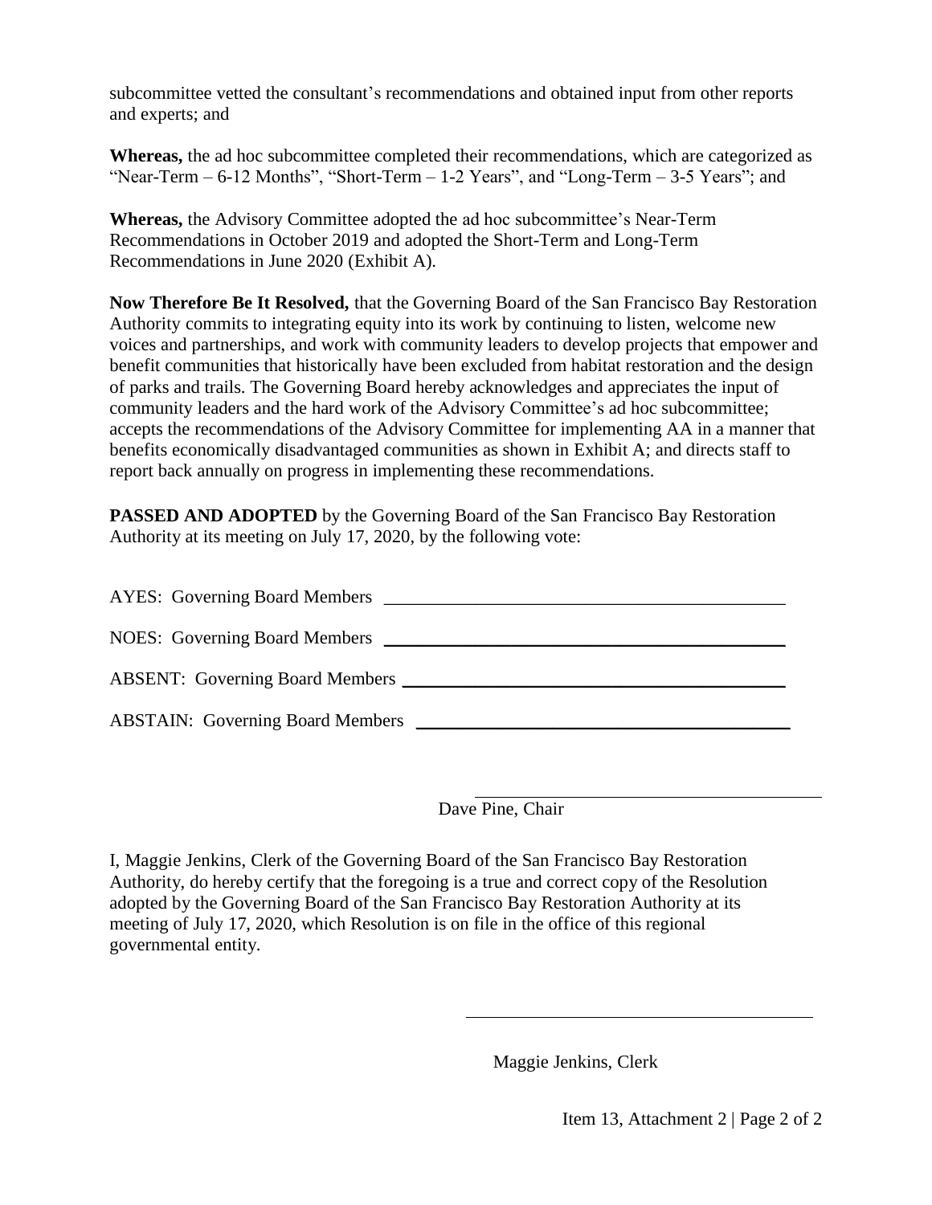subcommittee vetted the consultant's recommendations and obtained input from other reports and experts; and

**Whereas,** the ad hoc subcommittee completed their recommendations, which are categorized as "Near-Term – 6-12 Months", "Short-Term – 1-2 Years", and "Long-Term – 3-5 Years"; and

**Whereas,** the Advisory Committee adopted the ad hoc subcommittee's Near-Term Recommendations in October 2019 and adopted the Short-Term and Long-Term Recommendations in June 2020 (Exhibit A).

**Now Therefore Be It Resolved,** that the Governing Board of the San Francisco Bay Restoration Authority commits to integrating equity into its work by continuing to listen, welcome new voices and partnerships, and work with community leaders to develop projects that empower and benefit communities that historically have been excluded from habitat restoration and the design of parks and trails. The Governing Board hereby acknowledges and appreciates the input of community leaders and the hard work of the Advisory Committee's ad hoc subcommittee; accepts the recommendations of the Advisory Committee for implementing AA in a manner that benefits economically disadvantaged communities as shown in Exhibit A; and directs staff to report back annually on progress in implementing these recommendations.

**PASSED AND ADOPTED** by the Governing Board of the San Francisco Bay Restoration Authority at its meeting on July 17, 2020, by the following vote:

AYES: Governing Board Members ____________________________________________

NOES: Governing Board Members ____________________________________________

ABSENT: Governing Board Members __________________________________________

ABSTAIN: Governing Board Members _________________________________________

_______________________________________

Dave Pine, Chair

I, Maggie Jenkins, Clerk of the Governing Board of the San Francisco Bay Restoration Authority, do hereby certify that the foregoing is a true and correct copy of the Resolution adopted by the Governing Board of the San Francisco Bay Restoration Authority at its meeting of July 17, 2020, which Resolution is on file in the office of this regional governmental entity.

_______________________________________

Maggie Jenkins, Clerk

Item 13, Attachment 2